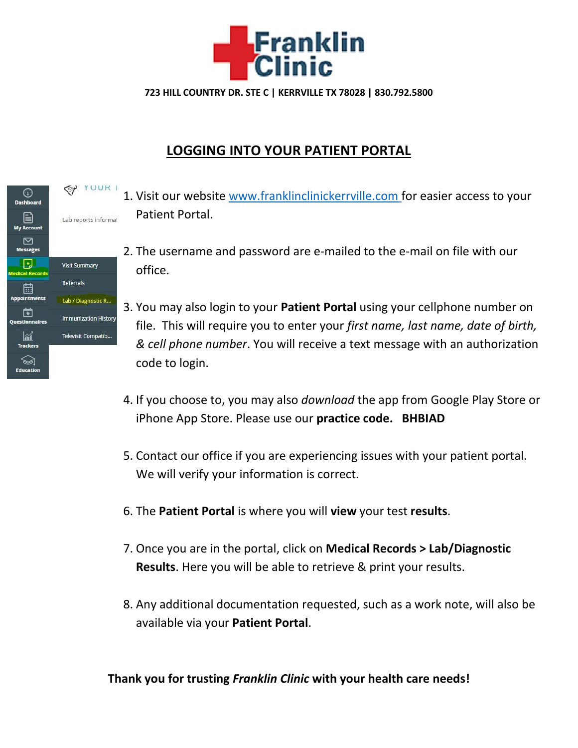# Franklin Clinic

723 HILL COUNTRY DR. STE C | KERRVILLE TX 78028 | 830.792.5800

## LOGGING INTO YOUR PATIENT PORTAL

1. Visit our website www.franklinclinickerrville.com for easier access to your Patient Portal.

2. The username and password are e-mailed to the e-mail on file with our office.

3. You may also login to your **Patient Portal** using your cellphone number on file. This will require you to enter your *first name, last name, date of birth, & cell phone number*. You will receive a text message with an authorization code to login.

4. If you choose to, you may also *download* the app from Google Play Store or iPhone App Store. Please use our **practice code. BHBIAD**

5. Contact our office if you are experiencing issues with your patient portal. We will verify your information is correct.

6. The **Patient Portal** is where you will **view** your test **results**.

7. Once you are in the portal, click on **Medical Records > Lab/Diagnostic Results**. Here you will be able to retrieve & print your results.

8. Any additional documentation requested, such as a work note, will also be available via your **Patient Portal**.

**Thank you for trusting *Franklin Clinic* with your health care needs!**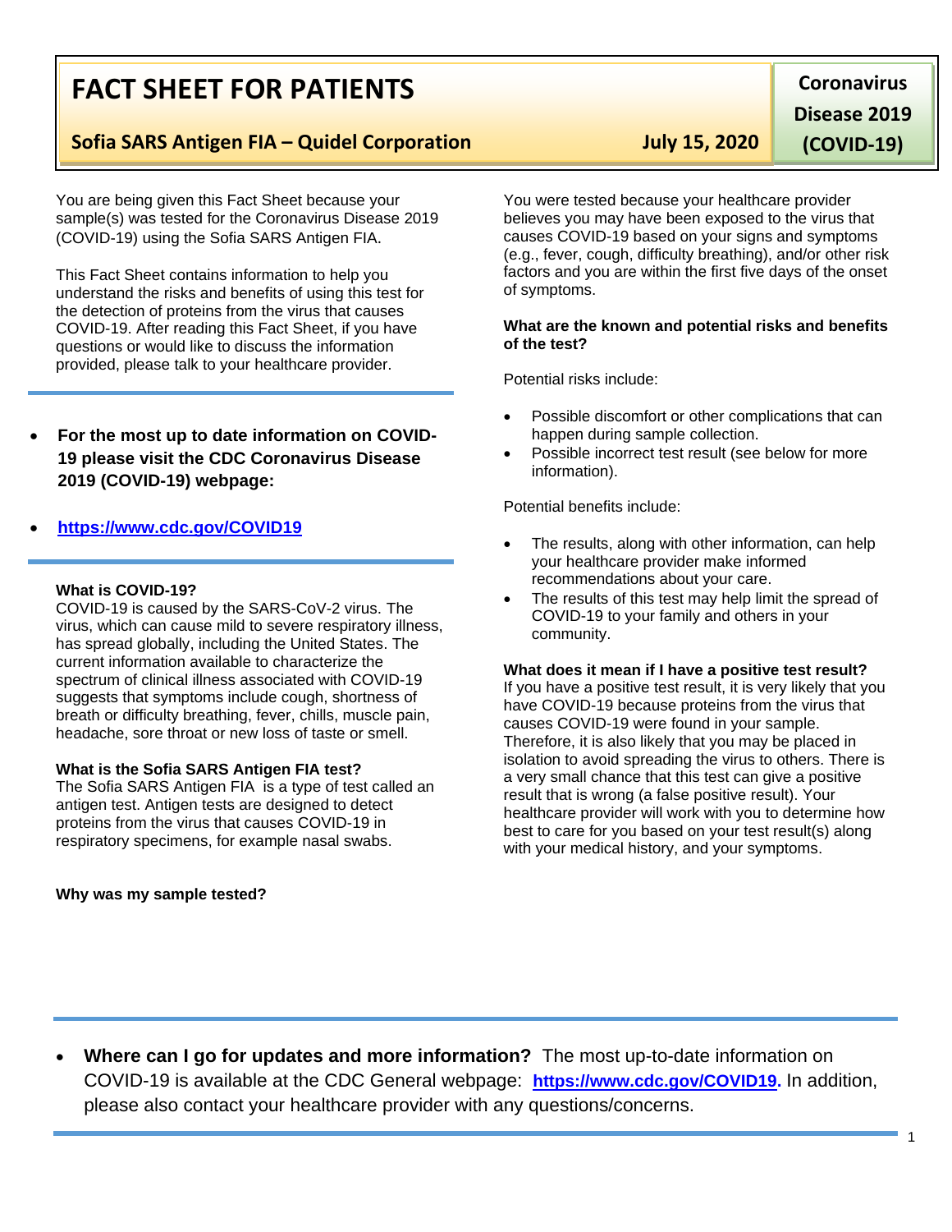# FACT SHEET FOR PATIENTS

**Sofia SARS Antigen FIA – Quidel Corporation** **July 15, 2020**

**Coronavirus Disease 2019 (COVID-19)**

You are being given this Fact Sheet because your sample(s) was tested for the Coronavirus Disease 2019 (COVID-19) using the Sofia SARS Antigen FIA.

This Fact Sheet contains information to help you understand the risks and benefits of using this test for the detection of proteins from the virus that causes COVID-19. After reading this Fact Sheet, if you have questions or would like to discuss the information provided, please talk to your healthcare provider.

- **For the most up to date information on COVID-19 please visit the CDC Coronavirus Disease 2019 (COVID-19) webpage:**
- **https://www.cdc.gov/COVID19**

**What is COVID-19?**
COVID-19 is caused by the SARS-CoV-2 virus. The virus, which can cause mild to severe respiratory illness, has spread globally, including the United States. The current information available to characterize the spectrum of clinical illness associated with COVID-19 suggests that symptoms include cough, shortness of breath or difficulty breathing, fever, chills, muscle pain, headache, sore throat or new loss of taste or smell.

**What is the Sofia SARS Antigen FIA test?**
The Sofia SARS Antigen FIA is a type of test called an antigen test. Antigen tests are designed to detect proteins from the virus that causes COVID-19 in respiratory specimens, for example nasal swabs.

**Why was my sample tested?**

You were tested because your healthcare provider believes you may have been exposed to the virus that causes COVID-19 based on your signs and symptoms (e.g., fever, cough, difficulty breathing), and/or other risk factors and you are within the first five days of the onset of symptoms.

**What are the known and potential risks and benefits of the test?**

Potential risks include:

- Possible discomfort or other complications that can happen during sample collection.
- Possible incorrect test result (see below for more information).

Potential benefits include:

- The results, along with other information, can help your healthcare provider make informed recommendations about your care.
- The results of this test may help limit the spread of COVID-19 to your family and others in your community.

**What does it mean if I have a positive test result?**
If you have a positive test result, it is very likely that you have COVID-19 because proteins from the virus that causes COVID-19 were found in your sample. Therefore, it is also likely that you may be placed in isolation to avoid spreading the virus to others. There is a very small chance that this test can give a positive result that is wrong (a false positive result). Your healthcare provider will work with you to determine how best to care for you based on your test result(s) along with your medical history, and your symptoms.

- **Where can I go for updates and more information?** The most up-to-date information on COVID-19 is available at the CDC General webpage: **https://www.cdc.gov/COVID19.** In addition, please also contact your healthcare provider with any questions/concerns.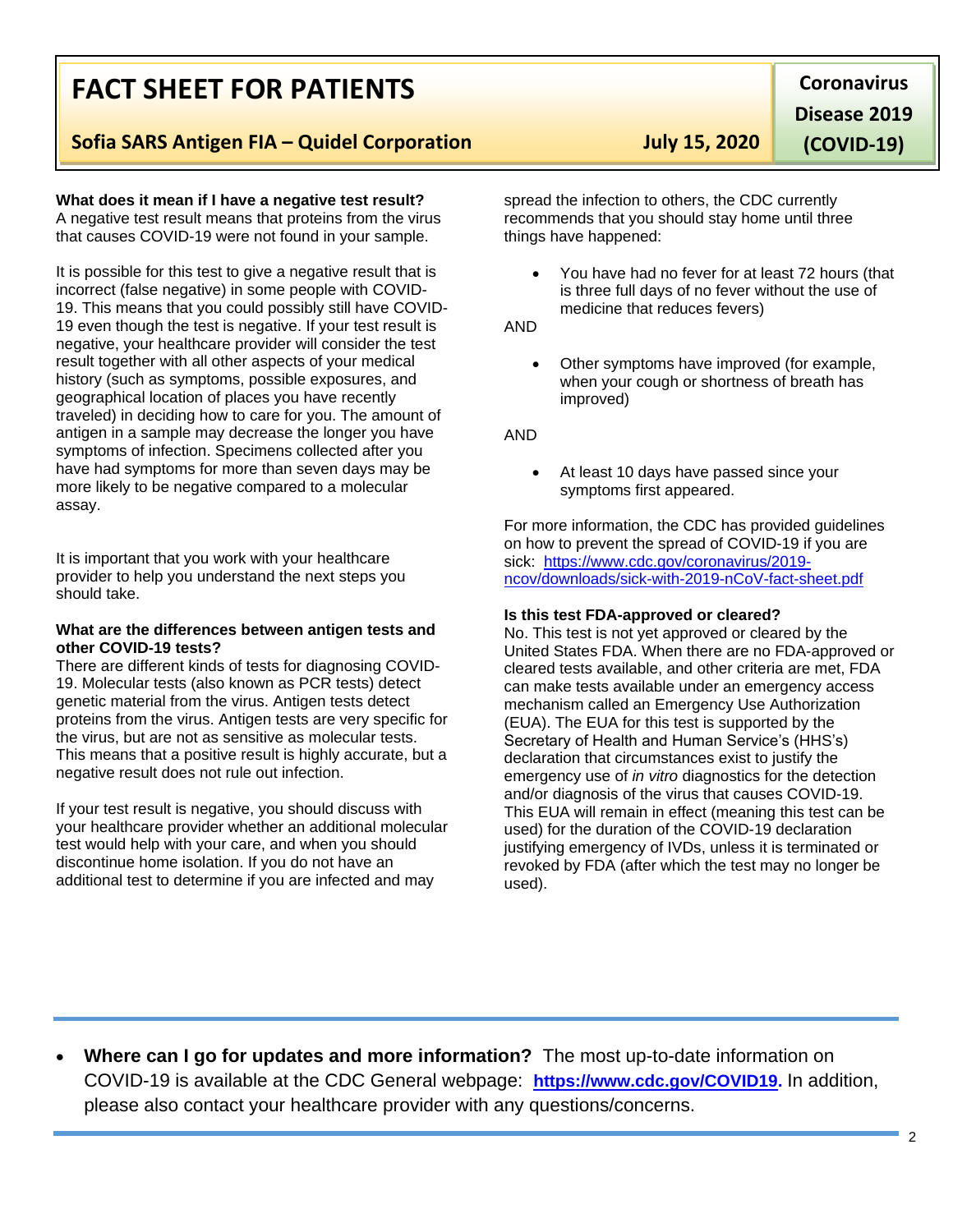**What does it mean if I have a negative test result?**
A negative test result means that proteins from the virus that causes COVID-19 were not found in your sample.

It is possible for this test to give a negative result that is incorrect (false negative) in some people with COVID-19. This means that you could possibly still have COVID-19 even though the test is negative. If your test result is negative, your healthcare provider will consider the test result together with all other aspects of your medical history (such as symptoms, possible exposures, and geographical location of places you have recently traveled) in deciding how to care for you. The amount of antigen in a sample may decrease the longer you have symptoms of infection. Specimens collected after you have had symptoms for more than seven days may be more likely to be negative compared to a molecular assay.

It is important that you work with your healthcare provider to help you understand the next steps you should take.

**What are the differences between antigen tests and other COVID-19 tests?**
There are different kinds of tests for diagnosing COVID-19. Molecular tests (also known as PCR tests) detect genetic material from the virus. Antigen tests detect proteins from the virus. Antigen tests are very specific for the virus, but are not as sensitive as molecular tests. This means that a positive result is highly accurate, but a negative result does not rule out infection.

If your test result is negative, you should discuss with your healthcare provider whether an additional molecular test would help with your care, and when you should discontinue home isolation. If you do not have an additional test to determine if you are infected and may spread the infection to others, the CDC currently recommends that you should stay home until three things have happened:

- You have had no fever for at least 72 hours (that is three full days of no fever without the use of medicine that reduces fevers)

AND

- Other symptoms have improved (for example, when your cough or shortness of breath has improved)

AND

- At least 10 days have passed since your symptoms first appeared.

For more information, the CDC has provided guidelines on how to prevent the spread of COVID-19 if you are sick: https://www.cdc.gov/coronavirus/2019-ncov/downloads/sick-with-2019-nCoV-fact-sheet.pdf

**Is this test FDA-approved or cleared?**
No. This test is not yet approved or cleared by the United States FDA. When there are no FDA-approved or cleared tests available, and other criteria are met, FDA can make tests available under an emergency access mechanism called an Emergency Use Authorization (EUA). The EUA for this test is supported by the Secretary of Health and Human Service's (HHS's) declaration that circumstances exist to justify the emergency use of *in vitro* diagnostics for the detection and/or diagnosis of the virus that causes COVID-19. This EUA will remain in effect (meaning this test can be used) for the duration of the COVID-19 declaration justifying emergency of IVDs, unless it is terminated or revoked by FDA (after which the test may no longer be used).

- **Where can I go for updates and more information?** The most up-to-date information on COVID-19 is available at the CDC General webpage: **https://www.cdc.gov/COVID19.** In addition, please also contact your healthcare provider with any questions/concerns.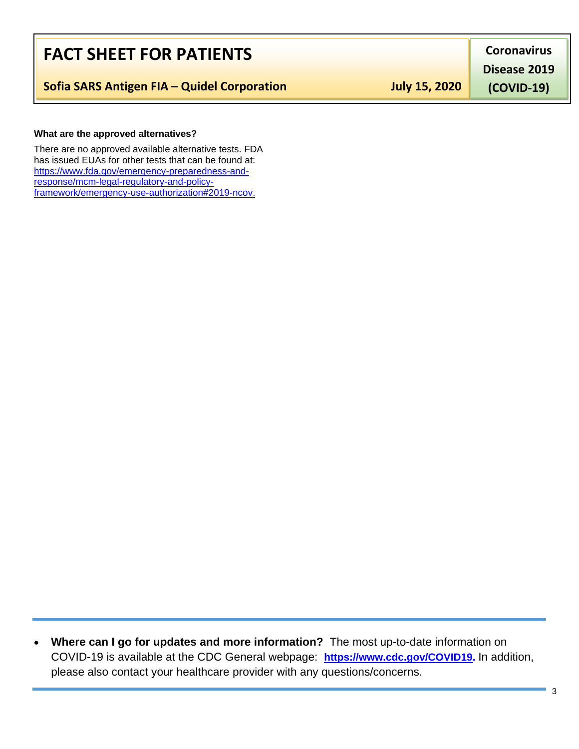**What are the approved alternatives?**

There are no approved available alternative tests. FDA has issued EUAs for other tests that can be found at: https://www.fda.gov/emergency-preparedness-and-response/mcm-legal-regulatory-and-policy-framework/emergency-use-authorization#2019-ncov.

- **Where can I go for updates and more information?** The most up-to-date information on COVID-19 is available at the CDC General webpage: **https://www.cdc.gov/COVID19.** In addition, please also contact your healthcare provider with any questions/concerns.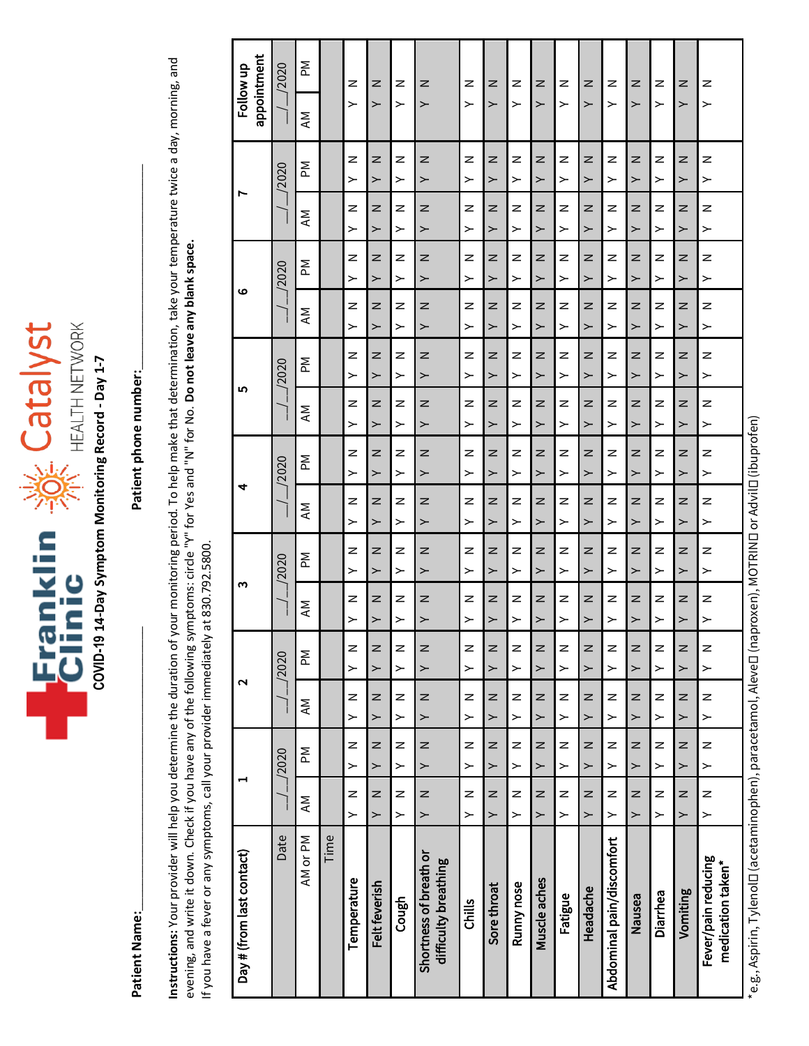# Franklin Clinic — Catalyst HEALTH NETWORK

## COVID-19 14-Day Symptom Monitoring Record - Day 1-7

**Patient Name:**______________________ **Patient phone number:**______________________

**Instructions:** Your provider will help you determine the duration of your monitoring period. To help make that determination, take your temperature twice a day, morning, and evening, and write it down. Check if you have any of the following symptoms: circle "Y" for Yes and "N" for No. **Do not leave any blank space.** If you have a fever or any symptoms, call your provider immediately at 830.792.5800.

| Day # (from last contact) | 1 | | 2 | | 3 | | 4 | | 5 | | 6 | | 7 | | Follow up appointment | |
|---|---|---|---|---|---|---|---|---|---|---|---|---|---|---|---|---|
| Date | __/__/2020 | | __/__/2020 | | __/__/2020 | | __/__/2020 | | __/__/2020 | | __/__/2020 | | __/__/2020 | | __/__/2020 | |
| AM or PM | AM | PM | AM | PM | AM | PM | AM | PM | AM | PM | AM | PM | AM | PM | AM | PM |
| Time | | | | | | | | | | | | | | | | |
| Temperature | Y N | Y N | Y N | Y N | Y N | Y N | Y N | Y N | Y N | Y N | Y N | Y N | Y N | Y N | Y N | |
| Felt feverish | Y N | Y N | Y N | Y N | Y N | Y N | Y N | Y N | Y N | Y N | Y N | Y N | Y N | Y N | Y N | |
| Cough | Y N | Y N | Y N | Y N | Y N | Y N | Y N | Y N | Y N | Y N | Y N | Y N | Y N | Y N | Y N | |
| Shortness of breath or difficulty breathing | Y N | Y N | Y N | Y N | Y N | Y N | Y N | Y N | Y N | Y N | Y N | Y N | Y N | Y N | Y N | |
| Chills | Y N | Y N | Y N | Y N | Y N | Y N | Y N | Y N | Y N | Y N | Y N | Y N | Y N | Y N | Y N | |
| Sore throat | Y N | Y N | Y N | Y N | Y N | Y N | Y N | Y N | Y N | Y N | Y N | Y N | Y N | Y N | Y N | |
| Runny nose | Y N | Y N | Y N | Y N | Y N | Y N | Y N | Y N | Y N | Y N | Y N | Y N | Y N | Y N | Y N | |
| Muscle aches | Y N | Y N | Y N | Y N | Y N | Y N | Y N | Y N | Y N | Y N | Y N | Y N | Y N | Y N | Y N | |
| Fatigue | Y N | Y N | Y N | Y N | Y N | Y N | Y N | Y N | Y N | Y N | Y N | Y N | Y N | Y N | Y N | |
| Headache | Y N | Y N | Y N | Y N | Y N | Y N | Y N | Y N | Y N | Y N | Y N | Y N | Y N | Y N | Y N | |
| Abdominal pain/discomfort | Y N | Y N | Y N | Y N | Y N | Y N | Y N | Y N | Y N | Y N | Y N | Y N | Y N | Y N | Y N | |
| Nausea | Y N | Y N | Y N | Y N | Y N | Y N | Y N | Y N | Y N | Y N | Y N | Y N | Y N | Y N | Y N | |
| Diarrhea | Y N | Y N | Y N | Y N | Y N | Y N | Y N | Y N | Y N | Y N | Y N | Y N | Y N | Y N | Y N | |
| Vomiting | Y N | Y N | Y N | Y N | Y N | Y N | Y N | Y N | Y N | Y N | Y N | Y N | Y N | Y N | Y N | |
| Fever/pain reducing medication taken* | Y N | Y N | Y N | Y N | Y N | Y N | Y N | Y N | Y N | Y N | Y N | Y N | Y N | Y N | Y N | |

*e.g., Aspirin, Tylenol (acetaminophen), paracetamol, Aleve (naproxen), MOTRIN or Advil (ibuprofen)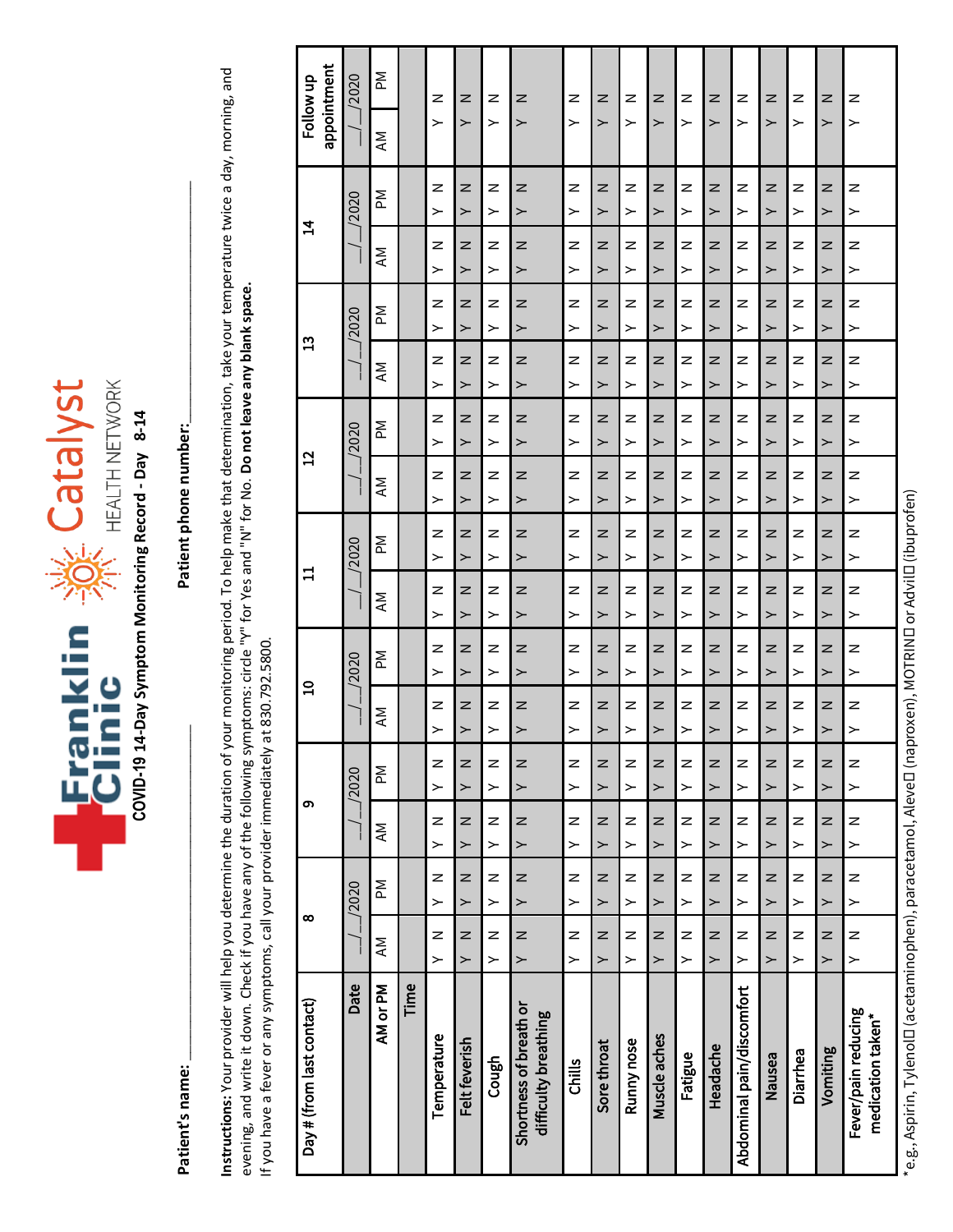# Franklin Clinic — Catalyst HEALTH NETWORK

**COVID-19 14-Day Symptom Monitoring Record - Day 8-14**

**Patient's name:** ______________________ **Patient phone number:** ______________________

**Instructions:** Your provider will help you determine the duration of your monitoring period. To help make that determination, take your temperature twice a day, morning, and evening, and write it down. Check if you have any of the following symptoms: circle "Y" for Yes and "N" for No. **Do not leave any blank space.** If you have a fever or any symptoms, call your provider immediately at 830.792.5800.

| Day # (from last contact) | 8 | | 9 | | 10 | | 11 | | 12 | | 13 | | 14 | | Follow up appointment | |
|---|---|---|---|---|---|---|---|---|---|---|---|---|---|---|---|---|
| **Date** | __/__/2020 | | __/__/2020 | | __/__/2020 | | __/__/2020 | | __/__/2020 | | __/__/2020 | | __/__/2020 | | __/__/2020 | |
| **AM or PM** | AM | PM | AM | PM | AM | PM | AM | PM | AM | PM | AM | PM | AM | PM | AM | PM |
| **Time** | | | | | | | | | | | | | | | | |
| **Temperature** | Y N | Y N | Y N | Y N | Y N | Y N | Y N | Y N | Y N | Y N | Y N | Y N | Y N | Y N | Y N | |
| **Felt feverish** | Y N | Y N | Y N | Y N | Y N | Y N | Y N | Y N | Y N | Y N | Y N | Y N | Y N | Y N | Y N | |
| **Cough** | Y N | Y N | Y N | Y N | Y N | Y N | Y N | Y N | Y N | Y N | Y N | Y N | Y N | Y N | Y N | |
| **Shortness of breath or difficulty breathing** | Y N | Y N | Y N | Y N | Y N | Y N | Y N | Y N | Y N | Y N | Y N | Y N | Y N | Y N | Y N | |
| **Chills** | Y N | Y N | Y N | Y N | Y N | Y N | Y N | Y N | Y N | Y N | Y N | Y N | Y N | Y N | Y N | |
| **Sore throat** | Y N | Y N | Y N | Y N | Y N | Y N | Y N | Y N | Y N | Y N | Y N | Y N | Y N | Y N | Y N | |
| **Runny nose** | Y N | Y N | Y N | Y N | Y N | Y N | Y N | Y N | Y N | Y N | Y N | Y N | Y N | Y N | Y N | |
| **Muscle aches** | Y N | Y N | Y N | Y N | Y N | Y N | Y N | Y N | Y N | Y N | Y N | Y N | Y N | Y N | Y N | |
| **Fatigue** | Y N | Y N | Y N | Y N | Y N | Y N | Y N | Y N | Y N | Y N | Y N | Y N | Y N | Y N | Y N | |
| **Headache** | Y N | Y N | Y N | Y N | Y N | Y N | Y N | Y N | Y N | Y N | Y N | Y N | Y N | Y N | Y N | |
| **Abdominal pain/discomfort** | Y N | Y N | Y N | Y N | Y N | Y N | Y N | Y N | Y N | Y N | Y N | Y N | Y N | Y N | Y N | |
| **Nausea** | Y N | Y N | Y N | Y N | Y N | Y N | Y N | Y N | Y N | Y N | Y N | Y N | Y N | Y N | Y N | |
| **Diarrhea** | Y N | Y N | Y N | Y N | Y N | Y N | Y N | Y N | Y N | Y N | Y N | Y N | Y N | Y N | Y N | |
| **Vomiting** | Y N | Y N | Y N | Y N | Y N | Y N | Y N | Y N | Y N | Y N | Y N | Y N | Y N | Y N | Y N | |
| **Fever/pain reducing medication taken*** | Y N | Y N | Y N | Y N | Y N | Y N | Y N | Y N | Y N | Y N | Y N | Y N | Y N | Y N | Y N | |

*e.g., Aspirin, Tylenol (acetaminophen), paracetamol, Aleve (naproxen), MOTRIN or Advil (ibuprofen)